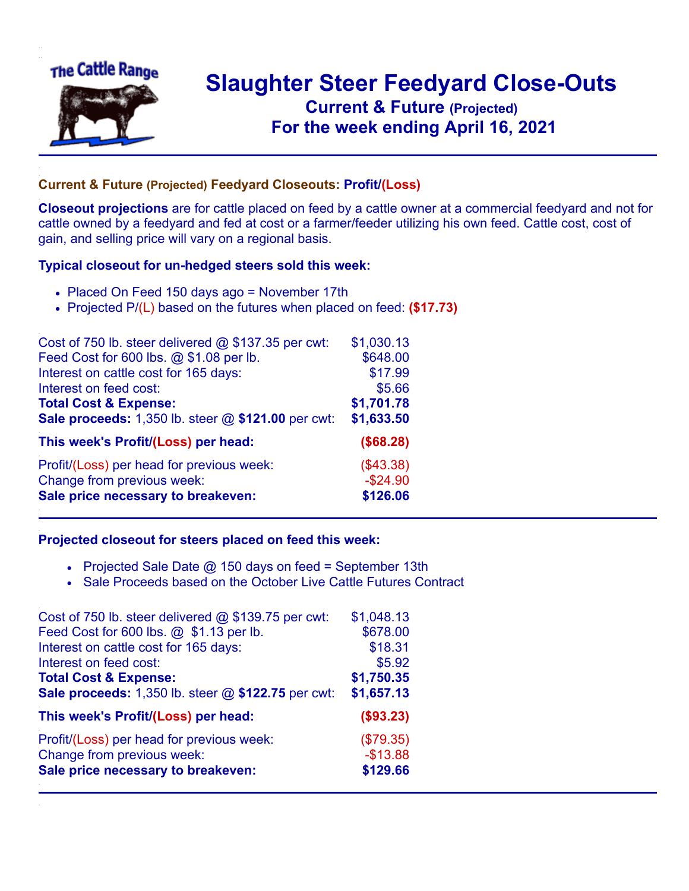# Slaughter Steer Feedyard Close-Outs

## Current & Future (Projected)

## For the week ending April 16, 2021

### Current & Future (Projected) Feedyard Closeouts: Profit/(Loss)

**Closeout projections** are for cattle placed on feed by a cattle owner at a commercial feedyard and not for cattle owned by a feedyard and fed at cost or a farmer/feeder utilizing his own feed. Cattle cost, cost of gain, and selling price will vary on a regional basis.

### Typical closeout for un-hedged steers sold this week:

- Placed On Feed 150 days ago = November 17th
- Projected P/(L) based on the futures when placed on feed: **($17.73)**

| | |
|---|---|
| Cost of 750 lb. steer delivered @ $137.35 per cwt: | $1,030.13 |
| Feed Cost for 600 lbs. @ $1.08 per lb. | $648.00 |
| Interest on cattle cost for 165 days: | $17.99 |
| Interest on feed cost: | $5.66 |
| **Total Cost & Expense:** | **$1,701.78** |
| **Sale proceeds:** 1,350 lb. steer @ **$121.00** per cwt: | **$1,633.50** |
| **This week's Profit/(Loss) per head:** | **($68.28)** |
| Profit/(Loss) per head for previous week: | ($43.38) |
| Change from previous week: | -$24.90 |
| **Sale price necessary to breakeven:** | **$126.06** |

### Projected closeout for steers placed on feed this week:

- Projected Sale Date @ 150 days on feed = September 13th
- Sale Proceeds based on the October Live Cattle Futures Contract

| | |
|---|---|
| Cost of 750 lb. steer delivered @ $139.75 per cwt: | $1,048.13 |
| Feed Cost for 600 lbs. @ $1.13 per lb. | $678.00 |
| Interest on cattle cost for 165 days: | $18.31 |
| Interest on feed cost: | $5.92 |
| **Total Cost & Expense:** | **$1,750.35** |
| **Sale proceeds:** 1,350 lb. steer @ **$122.75** per cwt: | **$1,657.13** |
| **This week's Profit/(Loss) per head:** | **($93.23)** |
| Profit/(Loss) per head for previous week: | ($79.35) |
| Change from previous week: | -$13.88 |
| **Sale price necessary to breakeven:** | **$129.66** |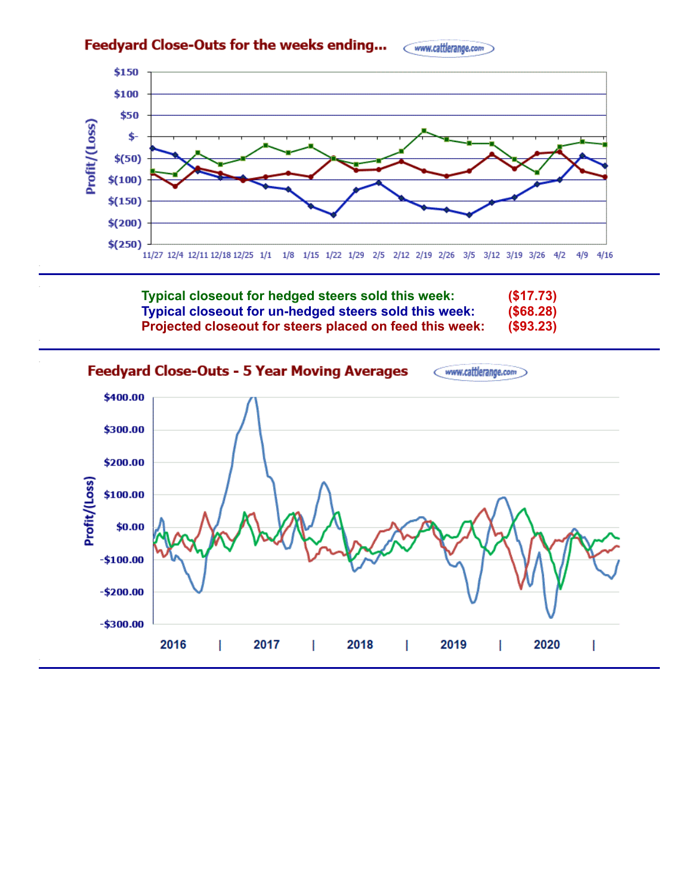## Feedyard Close-Outs for the weeks ending...

www.cattlerange.com

$150
$100
$50
$-
$(50)
$(100)
$(150)
$(200)
$(250)

Profit/(Loss)

11/27 12/4 12/11 12/18 12/25 1/1 1/8 1/15 1/22 1/29 2/5 2/12 2/19 2/26 3/5 3/12 3/19 3/26 4/2 4/9 4/16

**Typical closeout for hedged steers sold this week: ($17.73)**
**Typical closeout for un-hedged steers sold this week: ($68.28)**
**Projected closeout for steers placed on feed this week: ($93.23)**

## Feedyard Close-Outs - 5 Year Moving Averages

www.cattlerange.com

$400.00
$300.00
$200.00
$100.00
$0.00
-$100.00
-$200.00
-$300.00

Profit/(Loss)

2016 | 2017 | 2018 | 2019 | 2020 |